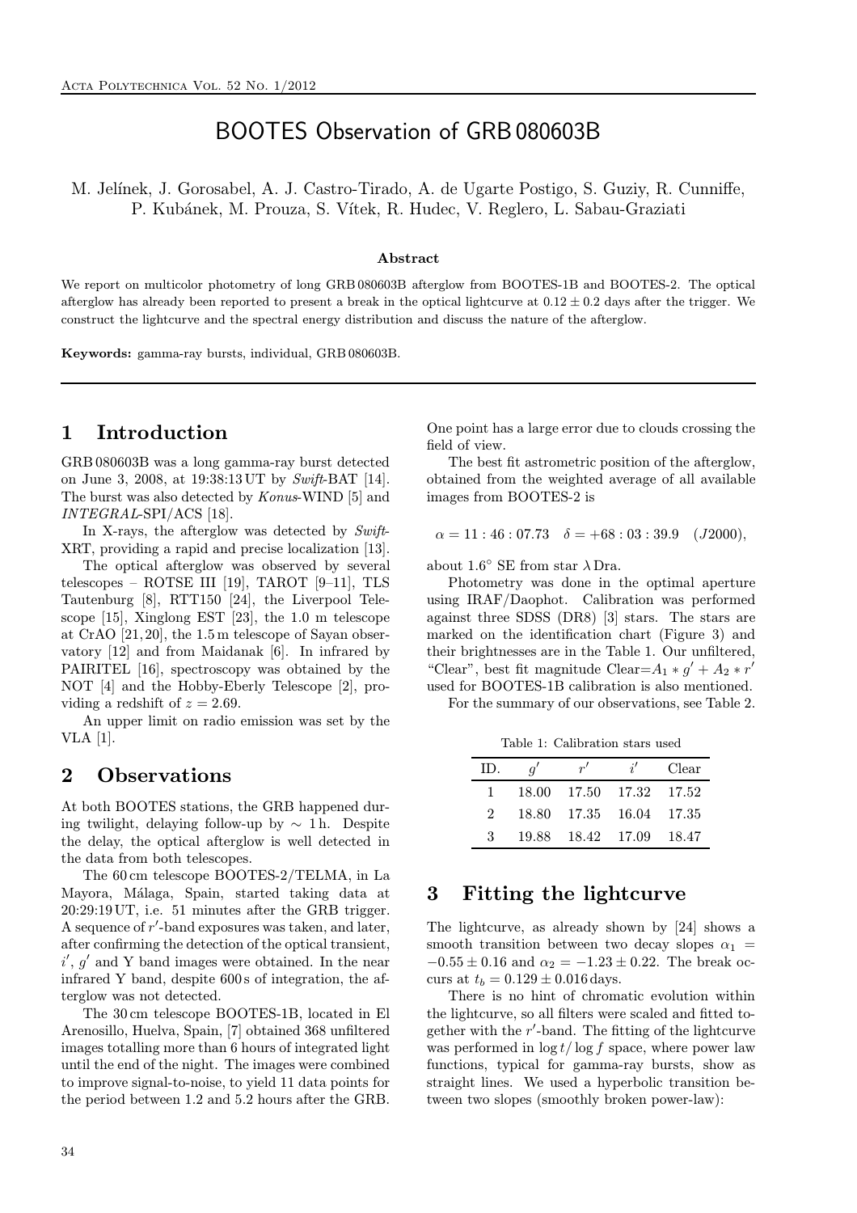# BOOTES Observation of GRB 080603B

M. Jelínek, J. Gorosabel, A. J. Castro-Tirado, A. de Ugarte Postigo, S. Guziy, R. Cunniffe, P. Kubánek, M. Prouza, S. Vítek, R. Hudec, V. Reglero, L. Sabau-Graziati

**Abstract**

We report on multicolor photometry of long GRB 080603B afterglow from BOOTES-1B and BOOTES-2. The optical afterglow has already been reported to present a break in the optical lightcurve at $0.12 \pm 0.2$ days after the trigger. We construct the lightcurve and the spectral energy distribution and discuss the nature of the afterglow.

**Keywords:** gamma-ray bursts, individual, GRB 080603B.

## 1 Introduction

GRB 080603B was a long gamma-ray burst detected on June 3, 2008, at 19:38:13 UT by *Swift*-BAT [14]. The burst was also detected by *Konus*-WIND [5] and *INTEGRAL*-SPI/ACS [18].

In X-rays, the afterglow was detected by *Swift*-XRT, providing a rapid and precise localization [13].

The optical afterglow was observed by several telescopes – ROTSE III [19], TAROT [9–11], TLS Tautenburg [8], RTT150 [24], the Liverpool Telescope [15], Xinglong EST [23], the 1.0 m telescope at CrAO [21, 20], the 1.5 m telescope of Sayan observatory [12] and from Maidanak [6]. In infrared by PAIRITEL [16], spectroscopy was obtained by the NOT [4] and the Hobby-Eberly Telescope [2], providing a redshift of $z = 2.69$.

An upper limit on radio emission was set by the VLA [1].

## 2 Observations

At both BOOTES stations, the GRB happened during twilight, delaying follow-up by $\sim$ 1 h. Despite the delay, the optical afterglow is well detected in the data from both telescopes.

The 60 cm telescope BOOTES-2/TELMA, in La Mayora, Málaga, Spain, started taking data at 20:29:19 UT, i.e. 51 minutes after the GRB trigger. A sequence of $r'$-band exposures was taken, and later, after confirming the detection of the optical transient, $i'$, $g'$ and Y band images were obtained. In the near infrared Y band, despite 600 s of integration, the afterglow was not detected.

The 30 cm telescope BOOTES-1B, located in El Arenosillo, Huelva, Spain, [7] obtained 368 unfiltered images totalling more than 6 hours of integrated light until the end of the night. The images were combined to improve signal-to-noise, to yield 11 data points for the period between 1.2 and 5.2 hours after the GRB. One point has a large error due to clouds crossing the field of view.

The best fit astrometric position of the afterglow, obtained from the weighted average of all available images from BOOTES-2 is

$$\alpha = 11:46:07.73 \quad \delta = +68:03:39.9 \quad (J2000),$$

about $1.6^\circ$ SE from star $\lambda$ Dra.

Photometry was done in the optimal aperture using IRAF/Daophot. Calibration was performed against three SDSS (DR8) [3] stars. The stars are marked on the identification chart (Figure 3) and their brightnesses are in the Table 1. Our unfiltered, "Clear", best fit magnitude Clear$=A_1 * g' + A_2 * r'$ used for BOOTES-1B calibration is also mentioned.

For the summary of our observations, see Table 2.

Table 1: Calibration stars used

| ID. | $g'$ | $r'$ | $i'$ | Clear |
|---|---|---|---|---|
| 1 | 18.00 | 17.50 | 17.32 | 17.52 |
| 2 | 18.80 | 17.35 | 16.04 | 17.35 |
| 3 | 19.88 | 18.42 | 17.09 | 18.47 |

## 3 Fitting the lightcurve

The lightcurve, as already shown by [24] shows a smooth transition between two decay slopes $\alpha_1 = -0.55 \pm 0.16$ and $\alpha_2 = -1.23 \pm 0.22$. The break occurs at $t_b = 0.129 \pm 0.016$ days.

There is no hint of chromatic evolution within the lightcurve, so all filters were scaled and fitted together with the $r'$-band. The fitting of the lightcurve was performed in $\log t/\log f$ space, where power law functions, typical for gamma-ray bursts, show as straight lines. We used a hyperbolic transition between two slopes (smoothly broken power-law):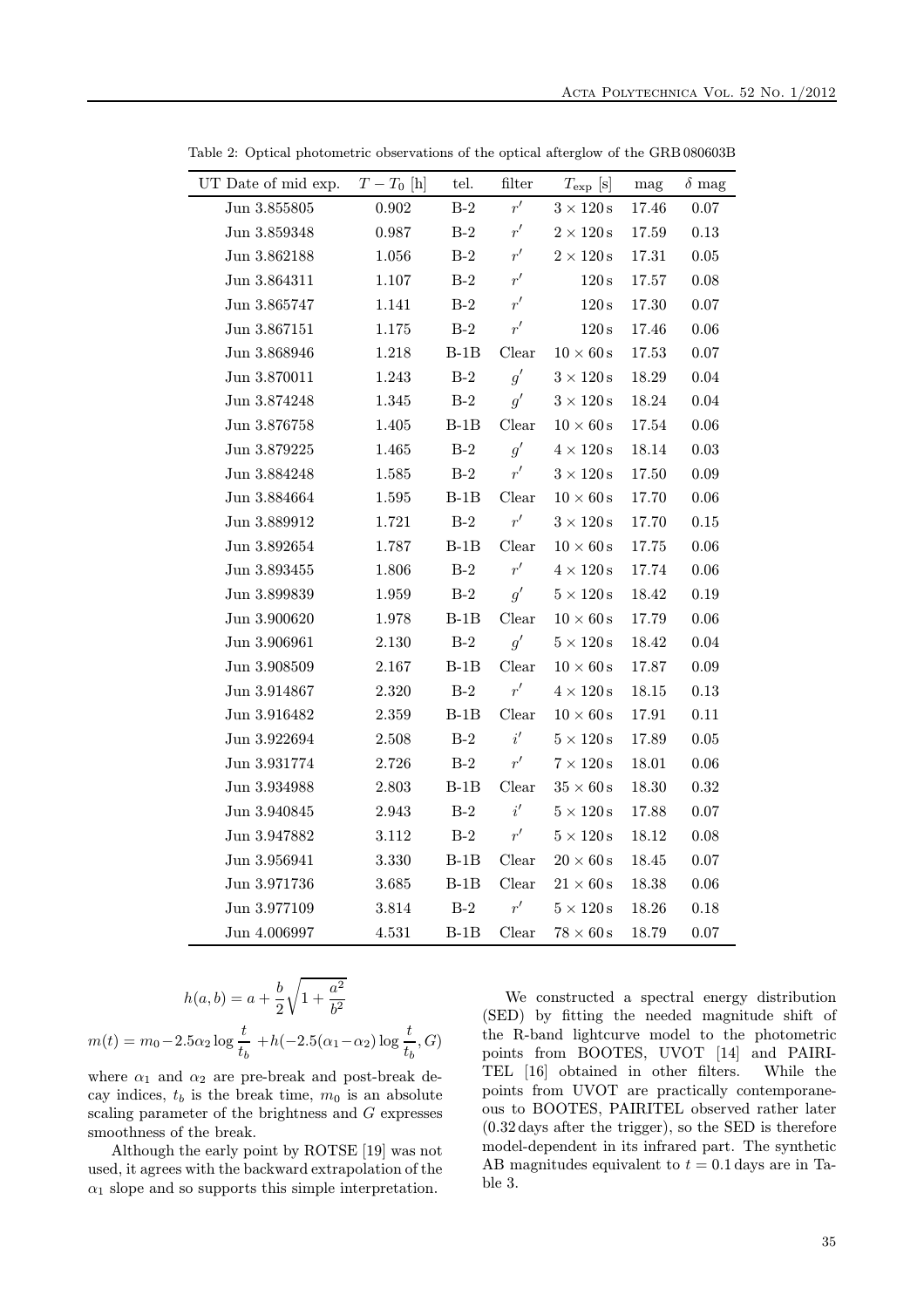Table 2: Optical photometric observations of the optical afterglow of the GRB 080603B

| UT Date of mid exp. | $T - T_0$ [h] | tel. | filter | $T_{\rm exp}$ [s] | mag | $\delta$ mag |
|---|---|---|---|---|---|---|
| Jun 3.855805 | 0.902 | B-2 | $r'$ | $3 \times 120$ s | 17.46 | 0.07 |
| Jun 3.859348 | 0.987 | B-2 | $r'$ | $2 \times 120$ s | 17.59 | 0.13 |
| Jun 3.862188 | 1.056 | B-2 | $r'$ | $2 \times 120$ s | 17.31 | 0.05 |
| Jun 3.864311 | 1.107 | B-2 | $r'$ | 120 s | 17.57 | 0.08 |
| Jun 3.865747 | 1.141 | B-2 | $r'$ | 120 s | 17.30 | 0.07 |
| Jun 3.867151 | 1.175 | B-2 | $r'$ | 120 s | 17.46 | 0.06 |
| Jun 3.868946 | 1.218 | B-1B | Clear | $10 \times 60$ s | 17.53 | 0.07 |
| Jun 3.870011 | 1.243 | B-2 | $g'$ | $3 \times 120$ s | 18.29 | 0.04 |
| Jun 3.874248 | 1.345 | B-2 | $g'$ | $3 \times 120$ s | 18.24 | 0.04 |
| Jun 3.876758 | 1.405 | B-1B | Clear | $10 \times 60$ s | 17.54 | 0.06 |
| Jun 3.879225 | 1.465 | B-2 | $g'$ | $4 \times 120$ s | 18.14 | 0.03 |
| Jun 3.884248 | 1.585 | B-2 | $r'$ | $3 \times 120$ s | 17.50 | 0.09 |
| Jun 3.884664 | 1.595 | B-1B | Clear | $10 \times 60$ s | 17.70 | 0.06 |
| Jun 3.889912 | 1.721 | B-2 | $r'$ | $3 \times 120$ s | 17.70 | 0.15 |
| Jun 3.892654 | 1.787 | B-1B | Clear | $10 \times 60$ s | 17.75 | 0.06 |
| Jun 3.893455 | 1.806 | B-2 | $r'$ | $4 \times 120$ s | 17.74 | 0.06 |
| Jun 3.899839 | 1.959 | B-2 | $g'$ | $5 \times 120$ s | 18.42 | 0.19 |
| Jun 3.900620 | 1.978 | B-1B | Clear | $10 \times 60$ s | 17.79 | 0.06 |
| Jun 3.906961 | 2.130 | B-2 | $g'$ | $5 \times 120$ s | 18.42 | 0.04 |
| Jun 3.908509 | 2.167 | B-1B | Clear | $10 \times 60$ s | 17.87 | 0.09 |
| Jun 3.914867 | 2.320 | B-2 | $r'$ | $4 \times 120$ s | 18.15 | 0.13 |
| Jun 3.916482 | 2.359 | B-1B | Clear | $10 \times 60$ s | 17.91 | 0.11 |
| Jun 3.922694 | 2.508 | B-2 | $i'$ | $5 \times 120$ s | 17.89 | 0.05 |
| Jun 3.931774 | 2.726 | B-2 | $r'$ | $7 \times 120$ s | 18.01 | 0.06 |
| Jun 3.934988 | 2.803 | B-1B | Clear | $35 \times 60$ s | 18.30 | 0.32 |
| Jun 3.940845 | 2.943 | B-2 | $i'$ | $5 \times 120$ s | 17.88 | 0.07 |
| Jun 3.947882 | 3.112 | B-2 | $r'$ | $5 \times 120$ s | 18.12 | 0.08 |
| Jun 3.956941 | 3.330 | B-1B | Clear | $20 \times 60$ s | 18.45 | 0.07 |
| Jun 3.971736 | 3.685 | B-1B | Clear | $21 \times 60$ s | 18.38 | 0.06 |
| Jun 3.977109 | 3.814 | B-2 | $r'$ | $5 \times 120$ s | 18.26 | 0.18 |
| Jun 4.006997 | 4.531 | B-1B | Clear | $78 \times 60$ s | 18.79 | 0.07 |

$$h(a,b) = a + \frac{b}{2}\sqrt{1+\frac{a^2}{b^2}}$$

$$m(t) = m_0 - 2.5\alpha_2 \log\frac{t}{t_b} + h(-2.5(\alpha_1-\alpha_2)\log\frac{t}{t_b}, G)$$

where $\alpha_1$ and $\alpha_2$ are pre-break and post-break decay indices, $t_b$ is the break time, $m_0$ is an absolute scaling parameter of the brightness and $G$ expresses smoothness of the break.

Although the early point by ROTSE [19] was not used, it agrees with the backward extrapolation of the $\alpha_1$ slope and so supports this simple interpretation.

We constructed a spectral energy distribution (SED) by fitting the needed magnitude shift of the R-band lightcurve model to the photometric points from BOOTES, UVOT [14] and PAIRITEL [16] obtained in other filters. While the points from UVOT are practically contemporaneous to BOOTES, PAIRITEL observed rather later (0.32 days after the trigger), so the SED is therefore model-dependent in its infrared part. The synthetic AB magnitudes equivalent to $t = 0.1$ days are in Table 3.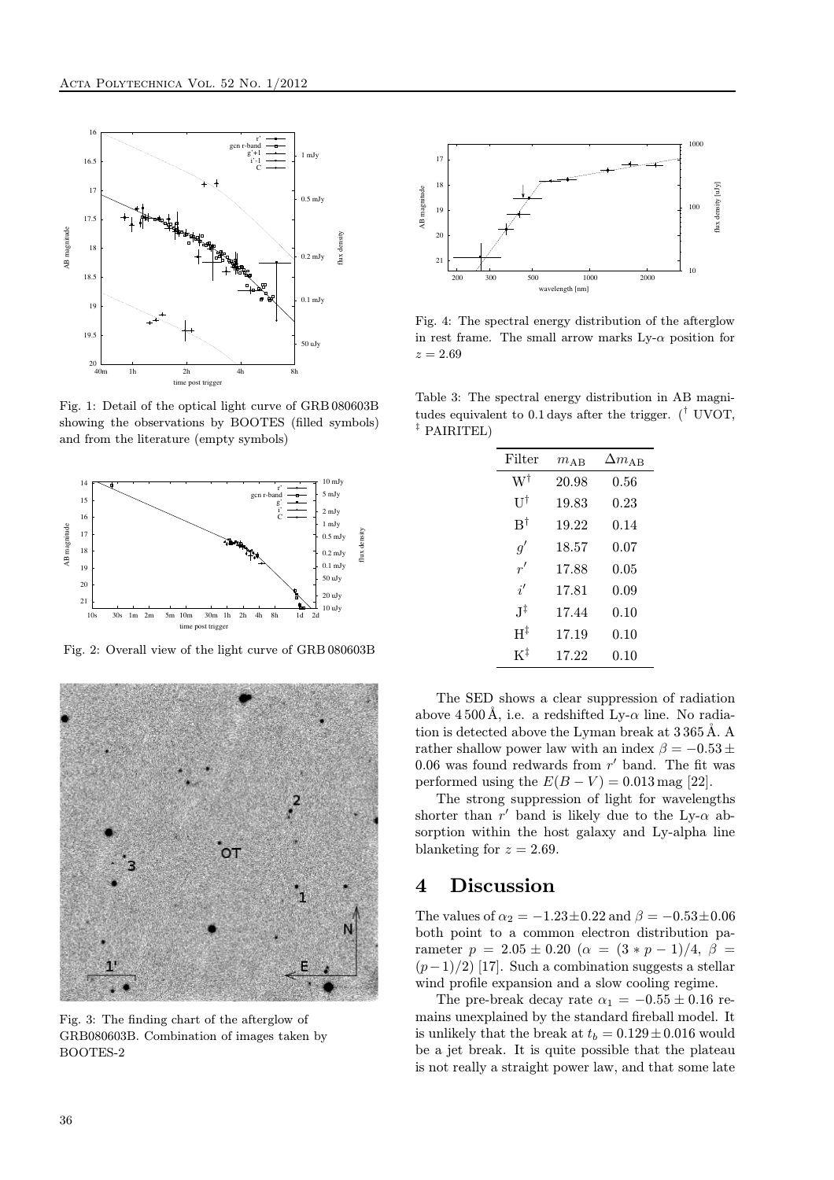Fig. 1: Detail of the optical light curve of GRB 080603B showing the observations by BOOTES (filled symbols) and from the literature (empty symbols)

Fig. 2: Overall view of the light curve of GRB 080603B

Fig. 3: The finding chart of the afterglow of GRB080603B. Combination of images taken by BOOTES-2

Fig. 4: The spectral energy distribution of the afterglow in rest frame. The small arrow marks Ly-$\alpha$ position for $z = 2.69$

Table 3: The spectral energy distribution in AB magnitudes equivalent to 0.1 days after the trigger. († UVOT, ‡ PAIRITEL)

| Filter | $m_{\mathrm{AB}}$ | $\Delta m_{\mathrm{AB}}$ |
|---|---|---|
| W† | 20.98 | 0.56 |
| U† | 19.83 | 0.23 |
| B† | 19.22 | 0.14 |
| $g'$ | 18.57 | 0.07 |
| $r'$ | 17.88 | 0.05 |
| $i'$ | 17.81 | 0.09 |
| J‡ | 17.44 | 0.10 |
| H‡ | 17.19 | 0.10 |
| K‡ | 17.22 | 0.10 |

The SED shows a clear suppression of radiation above 4 500 Å, i.e. a redshifted Ly-$\alpha$ line. No radiation is detected above the Lyman break at 3 365 Å. A rather shallow power law with an index $\beta = -0.53 \pm 0.06$ was found redwards from $r'$ band. The fit was performed using the $E(B-V) = 0.013$ mag [22].

The strong suppression of light for wavelengths shorter than $r'$ band is likely due to the Ly-$\alpha$ absorption within the host galaxy and Ly-alpha line blanketing for $z = 2.69$.

## 4 Discussion

The values of $\alpha_2 = -1.23 \pm 0.22$ and $\beta = -0.53 \pm 0.06$ both point to a common electron distribution parameter $p = 2.05 \pm 0.20$ ($\alpha = (3 * p - 1)/4$, $\beta = (p-1)/2$) [17]. Such a combination suggests a stellar wind profile expansion and a slow cooling regime.

The pre-break decay rate $\alpha_1 = -0.55 \pm 0.16$ remains unexplained by the standard fireball model. It is unlikely that the break at $t_b = 0.129 \pm 0.016$ would be a jet break. It is quite possible that the plateau is not really a straight power law, and that some late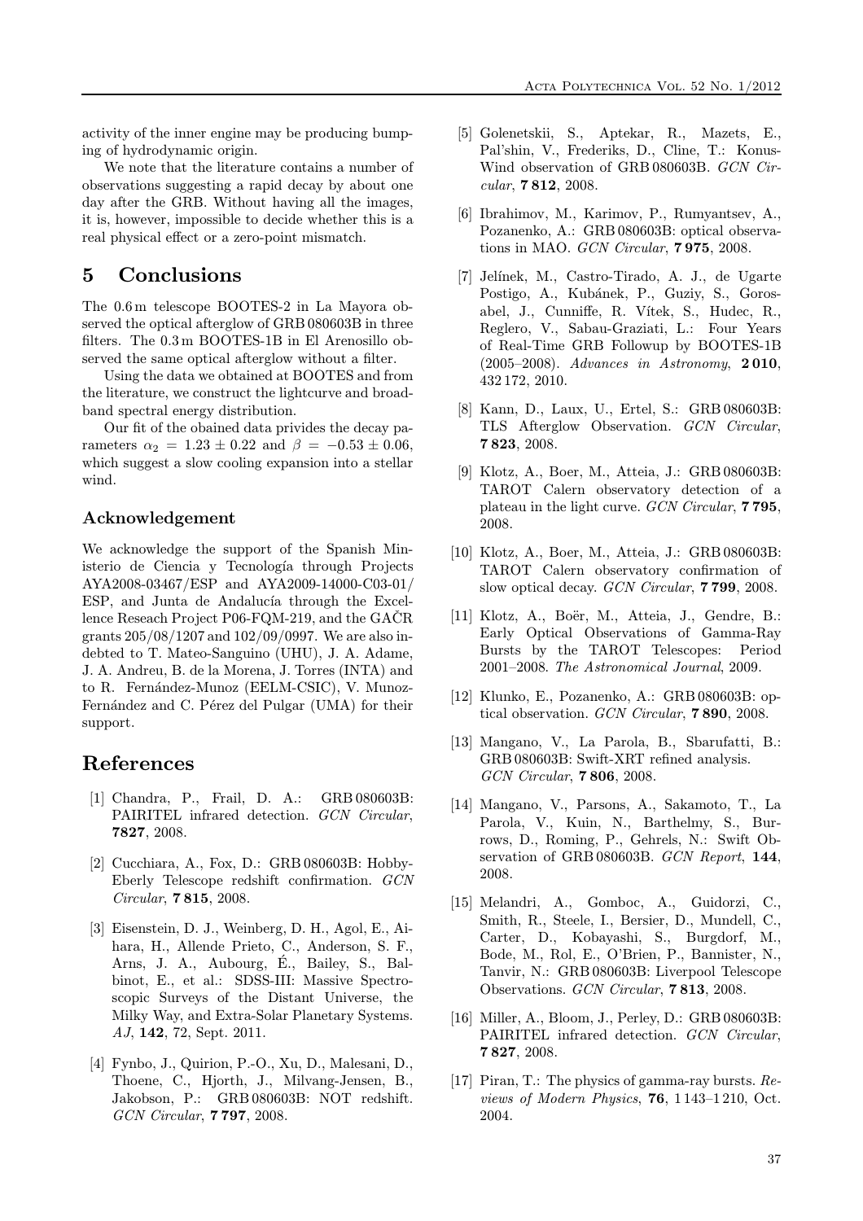activity of the inner engine may be producing bumping of hydrodynamic origin.

We note that the literature contains a number of observations suggesting a rapid decay by about one day after the GRB. Without having all the images, it is, however, impossible to decide whether this is a real physical effect or a zero-point mismatch.

# 5 Conclusions

The 0.6 m telescope BOOTES-2 in La Mayora observed the optical afterglow of GRB 080603B in three filters. The 0.3 m BOOTES-1B in El Arenosillo observed the same optical afterglow without a filter.

Using the data we obtained at BOOTES and from the literature, we construct the lightcurve and broadband spectral energy distribution.

Our fit of the obained data privides the decay parameters $\alpha_2 = 1.23 \pm 0.22$ and $\beta = -0.53 \pm 0.06$, which suggest a slow cooling expansion into a stellar wind.

### Acknowledgement

We acknowledge the support of the Spanish Ministerio de Ciencia y Tecnología through Projects AYA2008-03467/ESP and AYA2009-14000-C03-01/ESP, and Junta de Andalucía through the Excellence Reseach Project P06-FQM-219, and the GAČR grants 205/08/1207 and 102/09/0997. We are also indebted to T. Mateo-Sanguino (UHU), J. A. Adame, J. A. Andreu, B. de la Morena, J. Torres (INTA) and to R. Fernández-Munoz (EELM-CSIC), V. Munoz-Fernández and C. Pérez del Pulgar (UMA) for their support.

# References

[1] Chandra, P., Frail, D. A.: GRB 080603B: PAIRITEL infrared detection. *GCN Circular*, **7827**, 2008.

[2] Cucchiara, A., Fox, D.: GRB 080603B: Hobby-Eberly Telescope redshift confirmation. *GCN Circular*, **7 815**, 2008.

[3] Eisenstein, D. J., Weinberg, D. H., Agol, E., Aihara, H., Allende Prieto, C., Anderson, S. F., Arns, J. A., Aubourg, É., Bailey, S., Balbinot, E., et al.: SDSS-III: Massive Spectroscopic Surveys of the Distant Universe, the Milky Way, and Extra-Solar Planetary Systems. *AJ*, **142**, 72, Sept. 2011.

[4] Fynbo, J., Quirion, P.-O., Xu, D., Malesani, D., Thoene, C., Hjorth, J., Milvang-Jensen, B., Jakobson, P.: GRB 080603B: NOT redshift. *GCN Circular*, **7 797**, 2008.

[5] Golenetskii, S., Aptekar, R., Mazets, E., Pal'shin, V., Frederiks, D., Cline, T.: Konus-Wind observation of GRB 080603B. *GCN Circular*, **7 812**, 2008.

[6] Ibrahimov, M., Karimov, P., Rumyantsev, A., Pozanenko, A.: GRB 080603B: optical observations in MAO. *GCN Circular*, **7 975**, 2008.

[7] Jelínek, M., Castro-Tirado, A. J., de Ugarte Postigo, A., Kubánek, P., Guziy, S., Gorosabel, J., Cunniffe, R. Vítek, S., Hudec, R., Reglero, V., Sabau-Graziati, L.: Four Years of Real-Time GRB Followup by BOOTES-1B (2005–2008). *Advances in Astronomy*, **2 010**, 432 172, 2010.

[8] Kann, D., Laux, U., Ertel, S.: GRB 080603B: TLS Afterglow Observation. *GCN Circular*, **7 823**, 2008.

[9] Klotz, A., Boer, M., Atteia, J.: GRB 080603B: TAROT Calern observatory detection of a plateau in the light curve. *GCN Circular*, **7 795**, 2008.

[10] Klotz, A., Boer, M., Atteia, J.: GRB 080603B: TAROT Calern observatory confirmation of slow optical decay. *GCN Circular*, **7 799**, 2008.

[11] Klotz, A., Boër, M., Atteia, J., Gendre, B.: Early Optical Observations of Gamma-Ray Bursts by the TAROT Telescopes: Period 2001–2008. *The Astronomical Journal*, 2009.

[12] Klunko, E., Pozanenko, A.: GRB 080603B: optical observation. *GCN Circular*, **7 890**, 2008.

[13] Mangano, V., La Parola, B., Sbarufatti, B.: GRB 080603B: Swift-XRT refined analysis. *GCN Circular*, **7 806**, 2008.

[14] Mangano, V., Parsons, A., Sakamoto, T., La Parola, V., Kuin, N., Barthelmy, S., Burrows, D., Roming, P., Gehrels, N.: Swift Observation of GRB 080603B. *GCN Report*, **144**, 2008.

[15] Melandri, A., Gomboc, A., Guidorzi, C., Smith, R., Steele, I., Bersier, D., Mundell, C., Carter, D., Kobayashi, S., Burgdorf, M., Bode, M., Rol, E., O'Brien, P., Bannister, N., Tanvir, N.: GRB 080603B: Liverpool Telescope Observations. *GCN Circular*, **7 813**, 2008.

[16] Miller, A., Bloom, J., Perley, D.: GRB 080603B: PAIRITEL infrared detection. *GCN Circular*, **7 827**, 2008.

[17] Piran, T.: The physics of gamma-ray bursts. *Reviews of Modern Physics*, **76**, 1 143–1 210, Oct. 2004.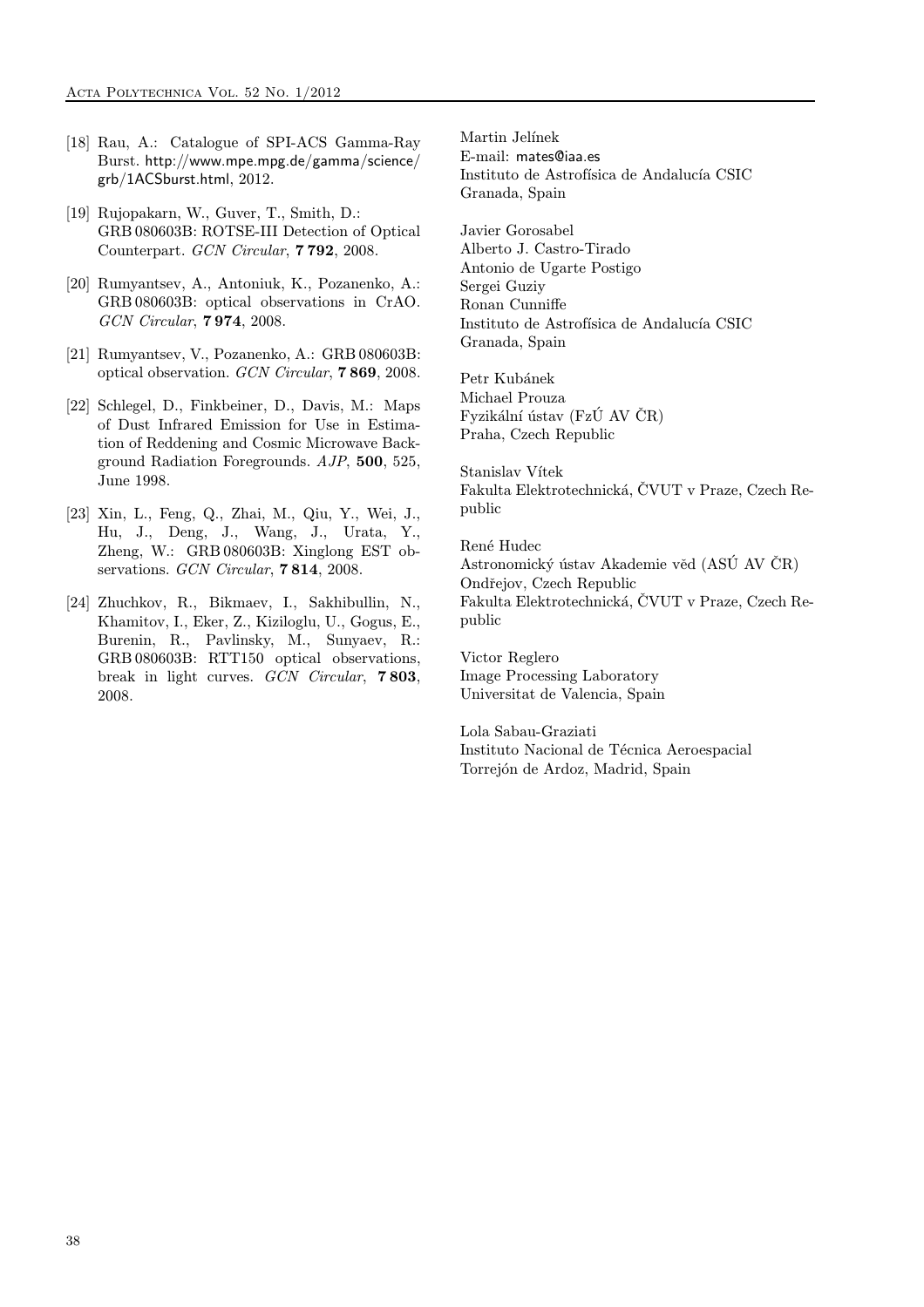[18] Rau, A.: Catalogue of SPI-ACS Gamma-Ray Burst. http://www.mpe.mpg.de/gamma/science/grb/1ACSburst.html, 2012.

[19] Rujopakarn, W., Guver, T., Smith, D.: GRB 080603B: ROTSE-III Detection of Optical Counterpart. *GCN Circular*, **7 792**, 2008.

[20] Rumyantsev, A., Antoniuk, K., Pozanenko, A.: GRB 080603B: optical observations in CrAO. *GCN Circular*, **7 974**, 2008.

[21] Rumyantsev, V., Pozanenko, A.: GRB 080603B: optical observation. *GCN Circular*, **7 869**, 2008.

[22] Schlegel, D., Finkbeiner, D., Davis, M.: Maps of Dust Infrared Emission for Use in Estimation of Reddening and Cosmic Microwave Background Radiation Foregrounds. *AJP*, **500**, 525, June 1998.

[23] Xin, L., Feng, Q., Zhai, M., Qiu, Y., Wei, J., Hu, J., Deng, J., Wang, J., Urata, Y., Zheng, W.: GRB 080603B: Xinglong EST observations. *GCN Circular*, **7 814**, 2008.

[24] Zhuchkov, R., Bikmaev, I., Sakhibullin, N., Khamitov, I., Eker, Z., Kiziloglu, U., Gogus, E., Burenin, R., Pavlinsky, M., Sunyaev, R.: GRB 080603B: RTT150 optical observations, break in light curves. *GCN Circular*, **7 803**, 2008.

Martin Jelínek
E-mail: mates@iaa.es
Instituto de Astrofísica de Andalucía CSIC
Granada, Spain

Javier Gorosabel
Alberto J. Castro-Tirado
Antonio de Ugarte Postigo
Sergei Guziy
Ronan Cunniffe
Instituto de Astrofísica de Andalucía CSIC
Granada, Spain

Petr Kubánek
Michael Prouza
Fyzikální ústav (FzÚ AV ČR)
Praha, Czech Republic

Stanislav Vítek
Fakulta Elektrotechnická, ČVUT v Praze, Czech Republic

René Hudec
Astronomický ústav Akademie věd (ASÚ AV ČR)
Ondřejov, Czech Republic
Fakulta Elektrotechnická, ČVUT v Praze, Czech Republic

Victor Reglero
Image Processing Laboratory
Universitat de Valencia, Spain

Lola Sabau-Graziati
Instituto Nacional de Técnica Aeroespacial
Torrejón de Ardoz, Madrid, Spain